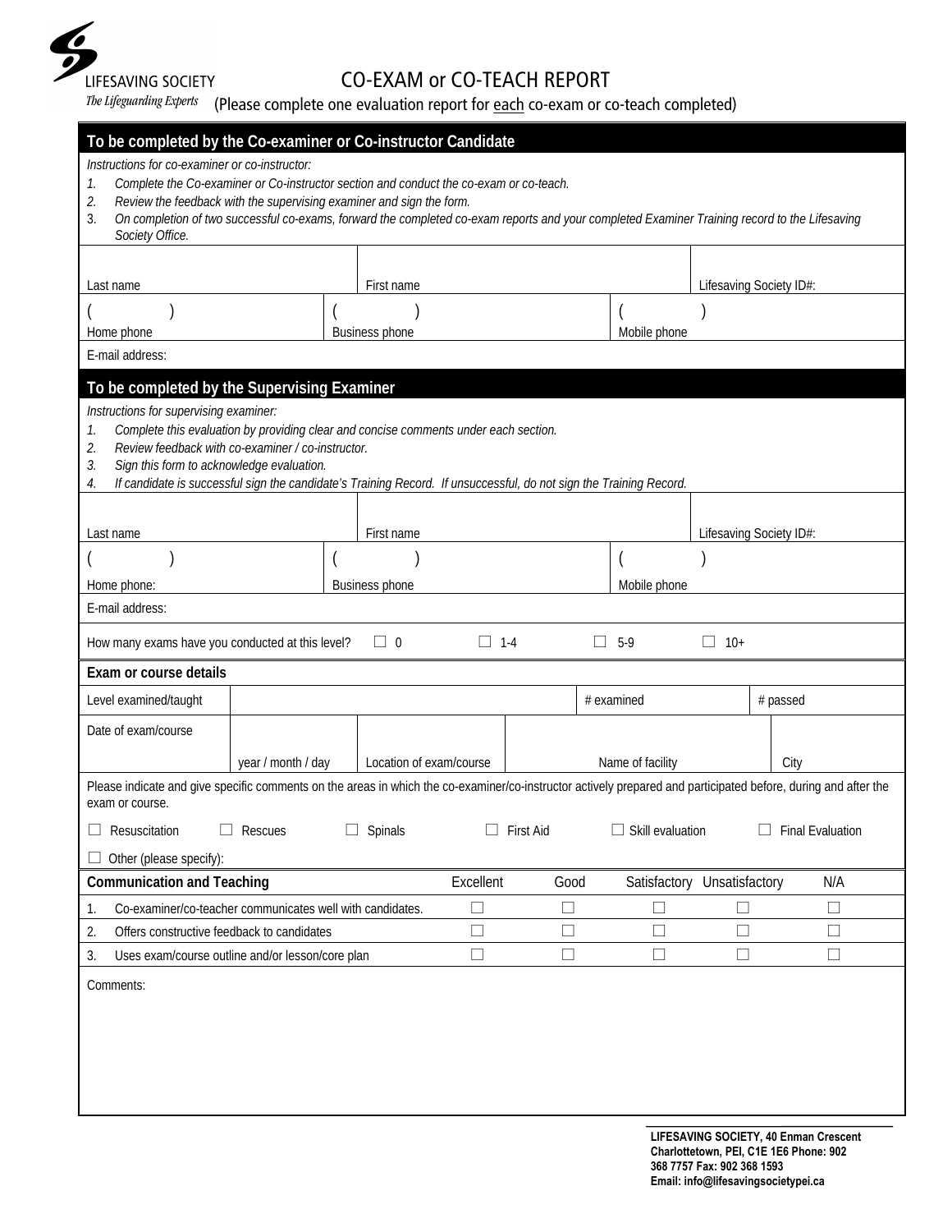LIFESAVING SOCIETY
*The Lifeguarding Experts*

# CO-EXAM or CO-TEACH REPORT

(Please complete one evaluation report for each co-exam or co-teach completed)

## To be completed by the Co-examiner or Co-instructor Candidate

*Instructions for co-examiner or co-instructor:*

1. *Complete the Co-examiner or Co-instructor section and conduct the co-exam or co-teach.*
2. *Review the feedback with the supervising examiner and sign the form.*
3. *On completion of two successful co-exams, forward the completed co-exam reports and your completed Examiner Training record to the Lifesaving Society Office.*

| Last name | First name | Lifesaving Society ID#: |
|---|---|---|
| ( ) Home phone | ( ) Business phone | ( ) Mobile phone |
| E-mail address: | | |

## To be completed by the Supervising Examiner

*Instructions for supervising examiner:*

1. *Complete this evaluation by providing clear and concise comments under each section.*
2. *Review feedback with co-examiner / co-instructor.*
3. *Sign this form to acknowledge evaluation.*
4. *If candidate is successful sign the candidate's Training Record. If unsuccessful, do not sign the Training Record.*

| Last name | First name | Lifesaving Society ID#: |
|---|---|---|
| ( ) Home phone: | ( ) Business phone | ( ) Mobile phone |
| E-mail address: | | |

How many exams have you conducted at this level? ☐ 0 ☐ 1-4 ☐ 5-9 ☐ 10+

### Exam or course details

| Level examined/taught | | # examined | # passed |
|---|---|---|---|
| Date of exam/course | year / month / day | Location of exam/course | Name of facility | City |

Please indicate and give specific comments on the areas in which the co-examiner/co-instructor actively prepared and participated before, during and after the exam or course.

☐ Resuscitation ☐ Rescues ☐ Spinals ☐ First Aid ☐ Skill evaluation ☐ Final Evaluation

☐ Other (please specify):

| Communication and Teaching | Excellent | Good | Satisfactory | Unsatisfactory | N/A |
|---|---|---|---|---|---|
| 1. Co-examiner/co-teacher communicates well with candidates. | ☐ | ☐ | ☐ | ☐ | ☐ |
| 2. Offers constructive feedback to candidates | ☐ | ☐ | ☐ | ☐ | ☐ |
| 3. Uses exam/course outline and/or lesson/core plan | ☐ | ☐ | ☐ | ☐ | ☐ |

Comments:

**LIFESAVING SOCIETY, 40 Enman Crescent Charlottetown, PEI, C1E 1E6 Phone: 902 368 7757 Fax: 902 368 1593 Email: info@lifesavingsocietypei.ca**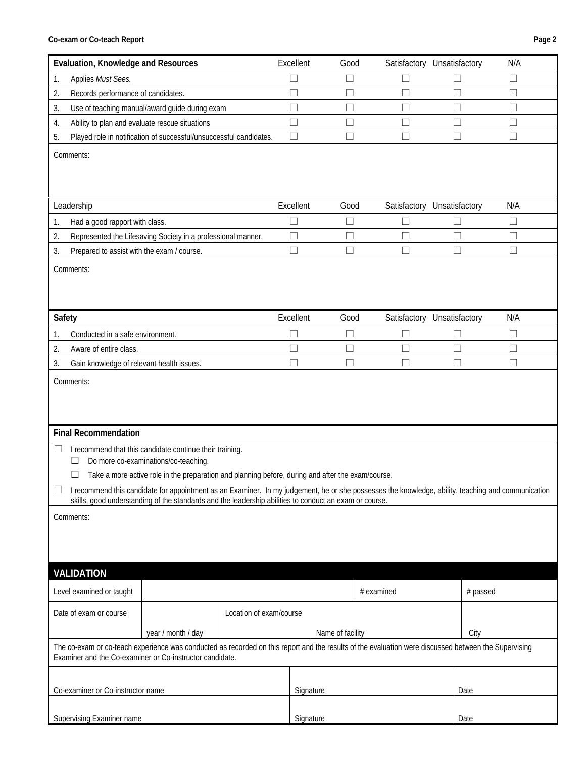| Evaluation, Knowledge and Resources | Excellent | Good | Satisfactory | Unsatisfactory | N/A |
|---|---|---|---|---|---|
| 1. Applies *Must Sees.* | ☐ | ☐ | ☐ | ☐ | ☐ |
| 2. Records performance of candidates. | ☐ | ☐ | ☐ | ☐ | ☐ |
| 3. Use of teaching manual/award guide during exam | ☐ | ☐ | ☐ | ☐ | ☐ |
| 4. Ability to plan and evaluate rescue situations | ☐ | ☐ | ☐ | ☐ | ☐ |
| 5. Played role in notification of successful/unsuccessful candidates. | ☐ | ☐ | ☐ | ☐ | ☐ |

Comments:

| Leadership | Excellent | Good | Satisfactory | Unsatisfactory | N/A |
|---|---|---|---|---|---|
| 1. Had a good rapport with class. | ☐ | ☐ | ☐ | ☐ | ☐ |
| 2. Represented the Lifesaving Society in a professional manner. | ☐ | ☐ | ☐ | ☐ | ☐ |
| 3. Prepared to assist with the exam / course. | ☐ | ☐ | ☐ | ☐ | ☐ |

Comments:

| Safety | Excellent | Good | Satisfactory | Unsatisfactory | N/A |
|---|---|---|---|---|---|
| 1. Conducted in a safe environment. | ☐ | ☐ | ☐ | ☐ | ☐ |
| 2. Aware of entire class. | ☐ | ☐ | ☐ | ☐ | ☐ |
| 3. Gain knowledge of relevant health issues. | ☐ | ☐ | ☐ | ☐ | ☐ |

Comments:

**Final Recommendation**

☐ I recommend that this candidate continue their training.
- ☐ Do more co-examinations/co-teaching.
- ☐ Take a more active role in the preparation and planning before, during and after the exam/course.

☐ I recommend this candidate for appointment as an Examiner. In my judgement, he or she possesses the knowledge, ability, teaching and communication skills, good understanding of the standards and the leadership abilities to conduct an exam or course.

Comments:

## VALIDATION

| | | | | | |
|---|---|---|---|---|---|
| Level examined or taught | | | # examined | | # passed |
| Date of exam or course | year / month / day | Location of exam/course | Name of facility | | City |

The co-exam or co-teach experience was conducted as recorded on this report and the results of the evaluation were discussed between the Supervising Examiner and the Co-examiner or Co-instructor candidate.

| | | |
|---|---|---|
| Co-examiner or Co-instructor name | Signature | Date |
| Supervising Examiner name | Signature | Date |